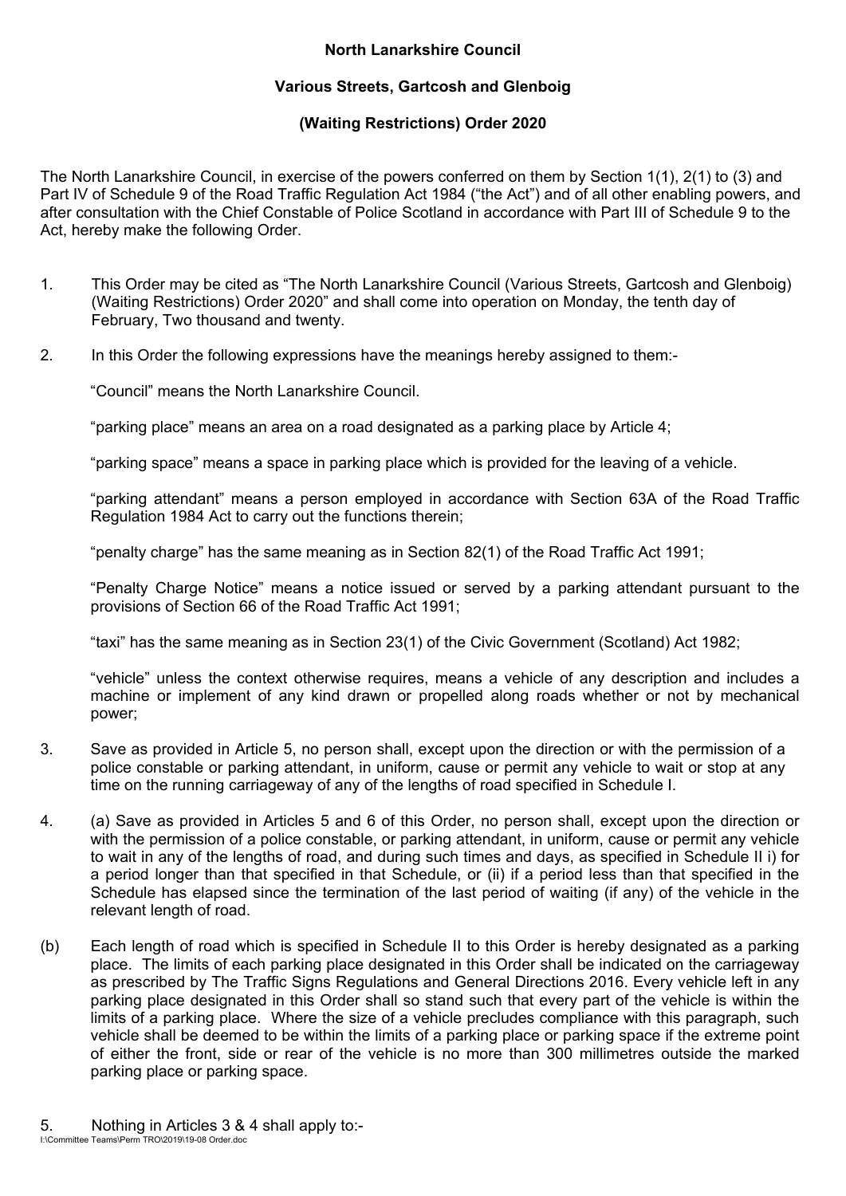**North Lanarkshire Council**

**Various Streets, Gartcosh and Glenboig**

**(Waiting Restrictions) Order 2020**

The North Lanarkshire Council, in exercise of the powers conferred on them by Section 1(1), 2(1) to (3) and Part IV of Schedule 9 of the Road Traffic Regulation Act 1984 ("the Act") and of all other enabling powers, and after consultation with the Chief Constable of Police Scotland in accordance with Part III of Schedule 9 to the Act, hereby make the following Order.

1. This Order may be cited as "The North Lanarkshire Council (Various Streets, Gartcosh and Glenboig) (Waiting Restrictions) Order 2020" and shall come into operation on Monday, the tenth day of February, Two thousand and twenty.

2. In this Order the following expressions have the meanings hereby assigned to them:-

   "Council" means the North Lanarkshire Council.

   "parking place" means an area on a road designated as a parking place by Article 4;

   "parking space" means a space in parking place which is provided for the leaving of a vehicle.

   "parking attendant" means a person employed in accordance with Section 63A of the Road Traffic Regulation 1984 Act to carry out the functions therein;

   "penalty charge" has the same meaning as in Section 82(1) of the Road Traffic Act 1991;

   "Penalty Charge Notice" means a notice issued or served by a parking attendant pursuant to the provisions of Section 66 of the Road Traffic Act 1991;

   "taxi" has the same meaning as in Section 23(1) of the Civic Government (Scotland) Act 1982;

   "vehicle" unless the context otherwise requires, means a vehicle of any description and includes a machine or implement of any kind drawn or propelled along roads whether or not by mechanical power;

3. Save as provided in Article 5, no person shall, except upon the direction or with the permission of a police constable or parking attendant, in uniform, cause or permit any vehicle to wait or stop at any time on the running carriageway of any of the lengths of road specified in Schedule I.

4. (a) Save as provided in Articles 5 and 6 of this Order, no person shall, except upon the direction or with the permission of a police constable, or parking attendant, in uniform, cause or permit any vehicle to wait in any of the lengths of road, and during such times and days, as specified in Schedule II i) for a period longer than that specified in that Schedule, or (ii) if a period less than that specified in the Schedule has elapsed since the termination of the last period of waiting (if any) of the vehicle in the relevant length of road.

(b) Each length of road which is specified in Schedule II to this Order is hereby designated as a parking place. The limits of each parking place designated in this Order shall be indicated on the carriageway as prescribed by The Traffic Signs Regulations and General Directions 2016. Every vehicle left in any parking place designated in this Order shall so stand such that every part of the vehicle is within the limits of a parking place. Where the size of a vehicle precludes compliance with this paragraph, such vehicle shall be deemed to be within the limits of a parking place or parking space if the extreme point of either the front, side or rear of the vehicle is no more than 300 millimetres outside the marked parking place or parking space.

5. Nothing in Articles 3 & 4 shall apply to:-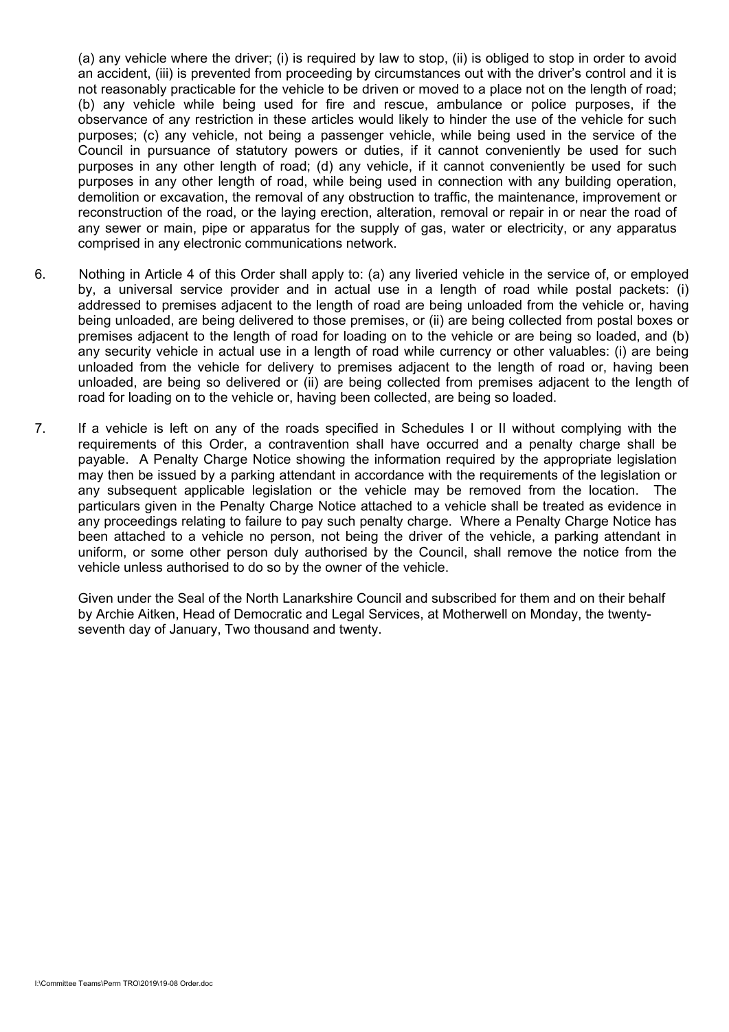(a) any vehicle where the driver; (i) is required by law to stop, (ii) is obliged to stop in order to avoid an accident, (iii) is prevented from proceeding by circumstances out with the driver's control and it is not reasonably practicable for the vehicle to be driven or moved to a place not on the length of road; (b) any vehicle while being used for fire and rescue, ambulance or police purposes, if the observance of any restriction in these articles would likely to hinder the use of the vehicle for such purposes; (c) any vehicle, not being a passenger vehicle, while being used in the service of the Council in pursuance of statutory powers or duties, if it cannot conveniently be used for such purposes in any other length of road; (d) any vehicle, if it cannot conveniently be used for such purposes in any other length of road, while being used in connection with any building operation, demolition or excavation, the removal of any obstruction to traffic, the maintenance, improvement or reconstruction of the road, or the laying erection, alteration, removal or repair in or near the road of any sewer or main, pipe or apparatus for the supply of gas, water or electricity, or any apparatus comprised in any electronic communications network.

6. Nothing in Article 4 of this Order shall apply to: (a) any liveried vehicle in the service of, or employed by, a universal service provider and in actual use in a length of road while postal packets: (i) addressed to premises adjacent to the length of road are being unloaded from the vehicle or, having being unloaded, are being delivered to those premises, or (ii) are being collected from postal boxes or premises adjacent to the length of road for loading on to the vehicle or are being so loaded, and (b) any security vehicle in actual use in a length of road while currency or other valuables: (i) are being unloaded from the vehicle for delivery to premises adjacent to the length of road or, having been unloaded, are being so delivered or (ii) are being collected from premises adjacent to the length of road for loading on to the vehicle or, having been collected, are being so loaded.

7. If a vehicle is left on any of the roads specified in Schedules I or II without complying with the requirements of this Order, a contravention shall have occurred and a penalty charge shall be payable. A Penalty Charge Notice showing the information required by the appropriate legislation may then be issued by a parking attendant in accordance with the requirements of the legislation or any subsequent applicable legislation or the vehicle may be removed from the location. The particulars given in the Penalty Charge Notice attached to a vehicle shall be treated as evidence in any proceedings relating to failure to pay such penalty charge. Where a Penalty Charge Notice has been attached to a vehicle no person, not being the driver of the vehicle, a parking attendant in uniform, or some other person duly authorised by the Council, shall remove the notice from the vehicle unless authorised to do so by the owner of the vehicle.

Given under the Seal of the North Lanarkshire Council and subscribed for them and on their behalf by Archie Aitken, Head of Democratic and Legal Services, at Motherwell on Monday, the twenty-seventh day of January, Two thousand and twenty.

I:\Committee Teams\Perm TRO\2019\19-08 Order.doc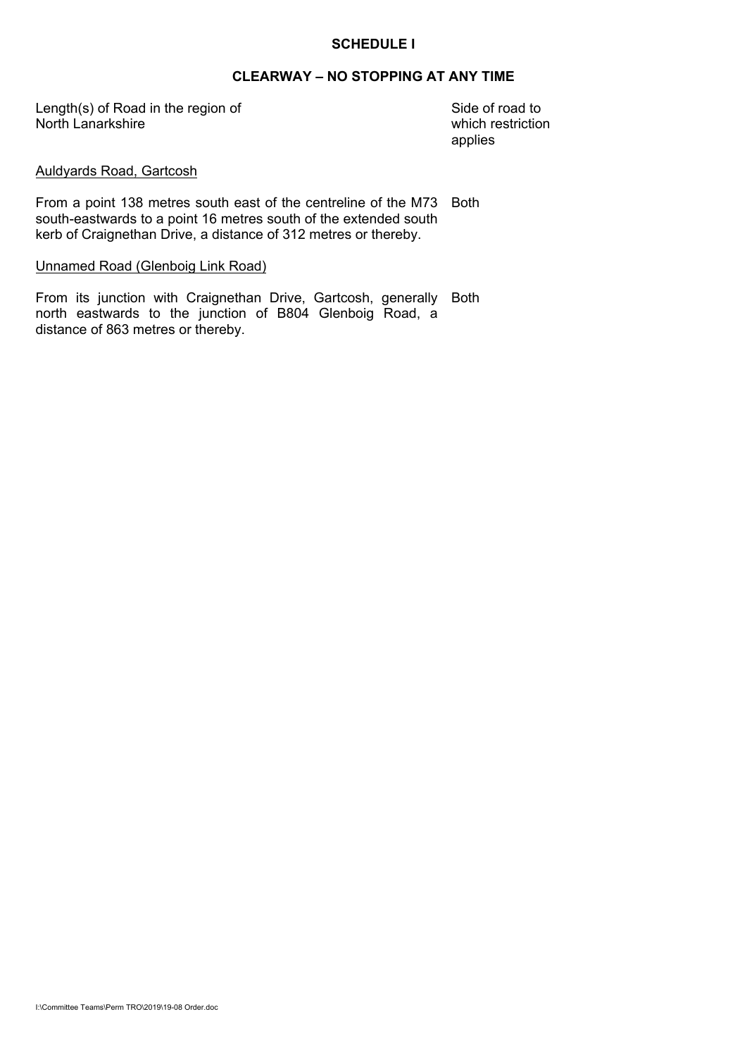**SCHEDULE I**

**CLEARWAY – NO STOPPING AT ANY TIME**

| Length(s) of Road in the region of North Lanarkshire | Side of road to which restriction applies |
| --- | --- |
| Auldyards Road, Gartcosh | |
| From a point 138 metres south east of the centreline of the M73 south-eastwards to a point 16 metres south of the extended south kerb of Craignethan Drive, a distance of 312 metres or thereby. | Both |
| Unnamed Road (Glenboig Link Road) | |
| From its junction with Craignethan Drive, Gartcosh, generally north eastwards to the junction of B804 Glenboig Road, a distance of 863 metres or thereby. | Both |

I:\Committee Teams\Perm TRO\2019\19-08 Order.doc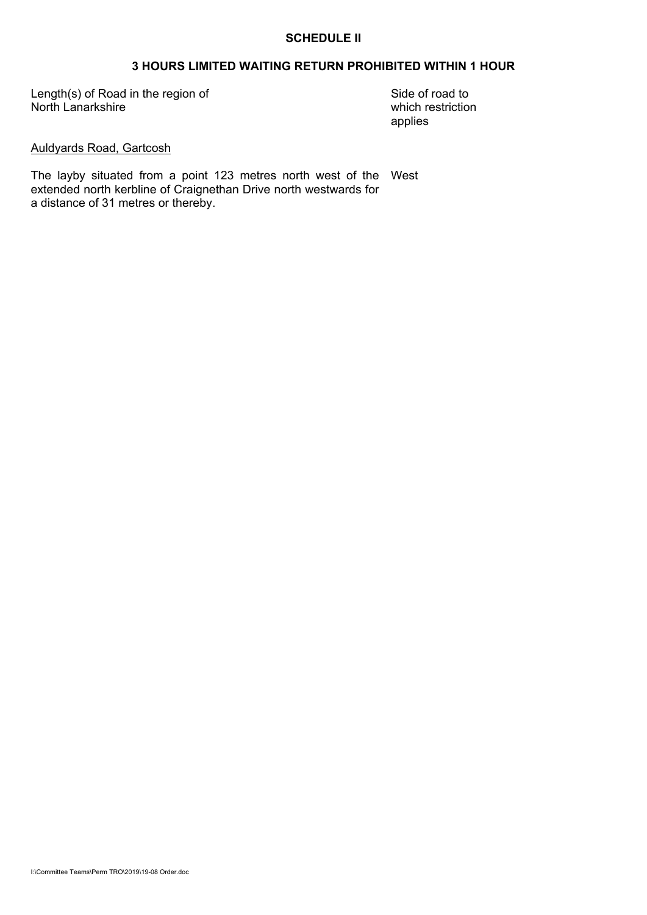## SCHEDULE II

## 3 HOURS LIMITED WAITING RETURN PROHIBITED WITHIN 1 HOUR

| Length(s) of Road in the region of North Lanarkshire | Side of road to which restriction applies |
|---|---|
| Auldyards Road, Gartcosh | |
| The layby situated from a point 123 metres north west of the extended north kerbline of Craignethan Drive north westwards for a distance of 31 metres or thereby. | West |

I:\Committee Teams\Perm TRO\2019\19-08 Order.doc